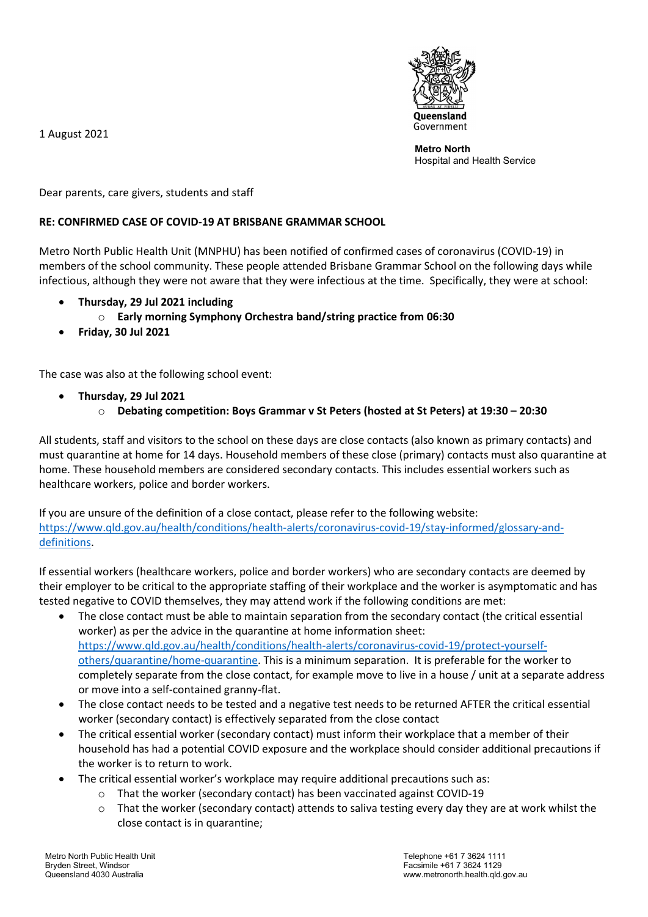1 August 2021

Queensland Government

**Metro North**
Hospital and Health Service

Dear parents, care givers, students and staff

**RE: CONFIRMED CASE OF COVID-19 AT BRISBANE GRAMMAR SCHOOL**

Metro North Public Health Unit (MNPHU) has been notified of confirmed cases of coronavirus (COVID-19) in members of the school community. These people attended Brisbane Grammar School on the following days while infectious, although they were not aware that they were infectious at the time. Specifically, they were at school:

- **Thursday, 29 Jul 2021 including**
  - **Early morning Symphony Orchestra band/string practice from 06:30**
- **Friday, 30 Jul 2021**

The case was also at the following school event:

- **Thursday, 29 Jul 2021**
  - **Debating competition: Boys Grammar v St Peters (hosted at St Peters) at 19:30 – 20:30**

All students, staff and visitors to the school on these days are close contacts (also known as primary contacts) and must quarantine at home for 14 days. Household members of these close (primary) contacts must also quarantine at home. These household members are considered secondary contacts. This includes essential workers such as healthcare workers, police and border workers.

If you are unsure of the definition of a close contact, please refer to the following website: [https://www.qld.gov.au/health/conditions/health-alerts/coronavirus-covid-19/stay-informed/glossary-and-definitions](https://www.qld.gov.au/health/conditions/health-alerts/coronavirus-covid-19/stay-informed/glossary-and-definitions).

If essential workers (healthcare workers, police and border workers) who are secondary contacts are deemed by their employer to be critical to the appropriate staffing of their workplace and the worker is asymptomatic and has tested negative to COVID themselves, they may attend work if the following conditions are met:

- The close contact must be able to maintain separation from the secondary contact (the critical essential worker) as per the advice in the quarantine at home information sheet: [https://www.qld.gov.au/health/conditions/health-alerts/coronavirus-covid-19/protect-yourself-others/quarantine/home-quarantine](https://www.qld.gov.au/health/conditions/health-alerts/coronavirus-covid-19/protect-yourself-others/quarantine/home-quarantine). This is a minimum separation. It is preferable for the worker to completely separate from the close contact, for example move to live in a house / unit at a separate address or move into a self-contained granny-flat.
- The close contact needs to be tested and a negative test needs to be returned AFTER the critical essential worker (secondary contact) is effectively separated from the close contact
- The critical essential worker (secondary contact) must inform their workplace that a member of their household has had a potential COVID exposure and the workplace should consider additional precautions if the worker is to return to work.
- The critical essential worker's workplace may require additional precautions such as:
  - That the worker (secondary contact) has been vaccinated against COVID-19
  - That the worker (secondary contact) attends to saliva testing every day they are at work whilst the close contact is in quarantine;

Metro North Public Health Unit
Bryden Street, Windsor
Queensland 4030 Australia

Telephone +61 7 3624 1111
Facsimile +61 7 3624 1129
www.metronorth.health.qld.gov.au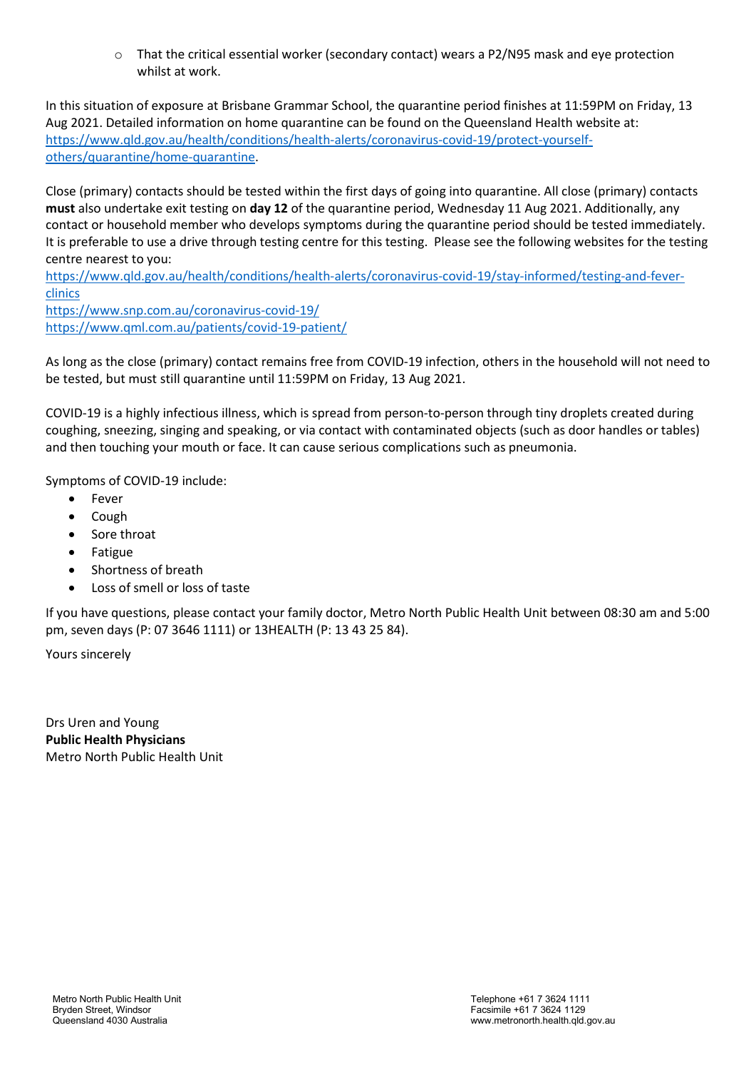- That the critical essential worker (secondary contact) wears a P2/N95 mask and eye protection whilst at work.

In this situation of exposure at Brisbane Grammar School, the quarantine period finishes at 11:59PM on Friday, 13 Aug 2021. Detailed information on home quarantine can be found on the Queensland Health website at: https://www.qld.gov.au/health/conditions/health-alerts/coronavirus-covid-19/protect-yourself-others/quarantine/home-quarantine.

Close (primary) contacts should be tested within the first days of going into quarantine. All close (primary) contacts **must** also undertake exit testing on **day 12** of the quarantine period, Wednesday 11 Aug 2021. Additionally, any contact or household member who develops symptoms during the quarantine period should be tested immediately. It is preferable to use a drive through testing centre for this testing. Please see the following websites for the testing centre nearest to you:
https://www.qld.gov.au/health/conditions/health-alerts/coronavirus-covid-19/stay-informed/testing-and-fever-clinics
https://www.snp.com.au/coronavirus-covid-19/
https://www.qml.com.au/patients/covid-19-patient/

As long as the close (primary) contact remains free from COVID-19 infection, others in the household will not need to be tested, but must still quarantine until 11:59PM on Friday, 13 Aug 2021.

COVID-19 is a highly infectious illness, which is spread from person-to-person through tiny droplets created during coughing, sneezing, singing and speaking, or via contact with contaminated objects (such as door handles or tables) and then touching your mouth or face. It can cause serious complications such as pneumonia.

Symptoms of COVID-19 include:

- Fever
- Cough
- Sore throat
- Fatigue
- Shortness of breath
- Loss of smell or loss of taste

If you have questions, please contact your family doctor, Metro North Public Health Unit between 08:30 am and 5:00 pm, seven days (P: 07 3646 1111) or 13HEALTH (P: 13 43 25 84).

Yours sincerely

Drs Uren and Young
**Public Health Physicians**
Metro North Public Health Unit

Metro North Public Health Unit
Bryden Street, Windsor
Queensland 4030 Australia

Telephone +61 7 3624 1111
Facsimile +61 7 3624 1129
www.metronorth.health.qld.gov.au